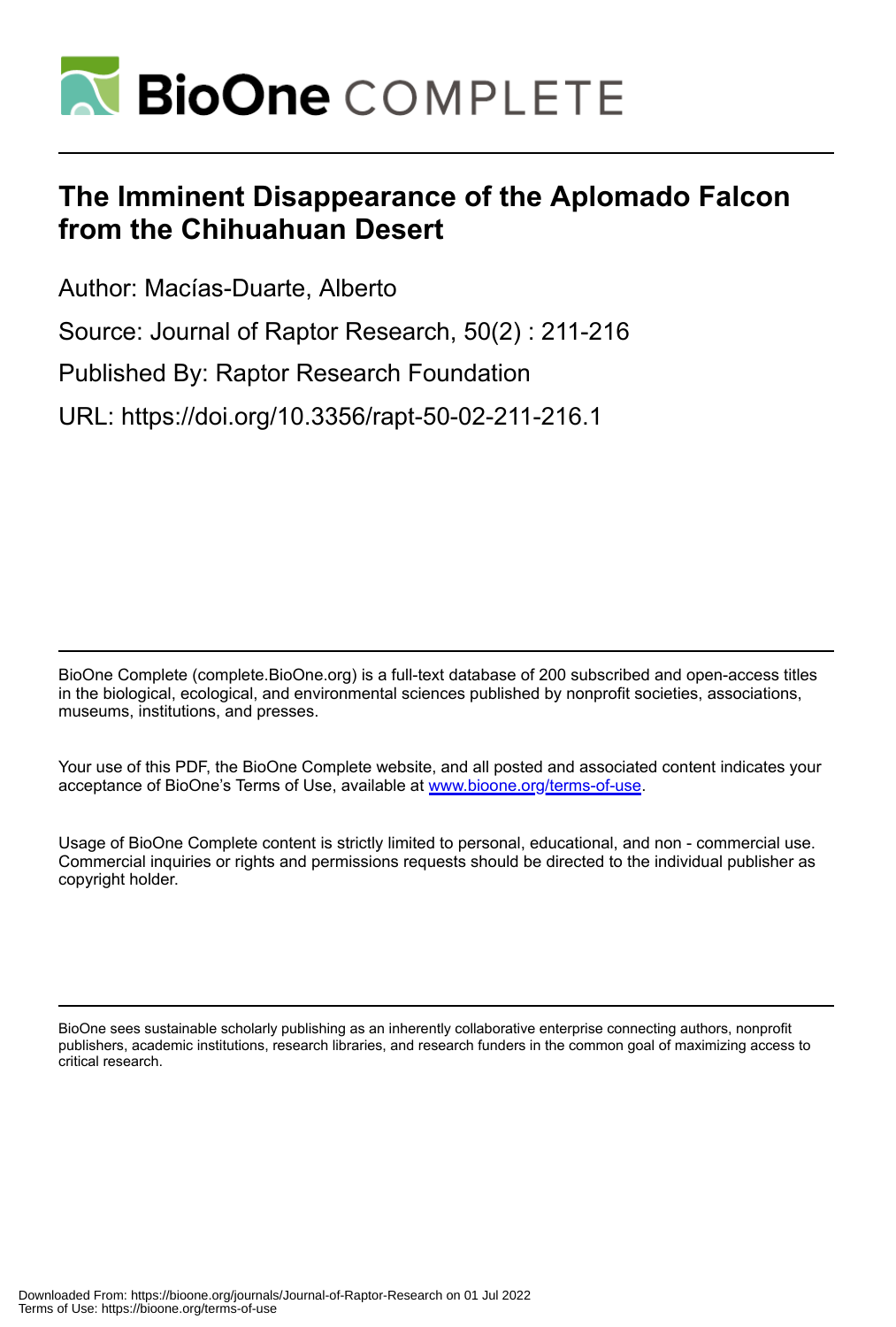# BioOne COMPLETE

# The Imminent Disappearance of the Aplomado Falcon from the Chihuahuan Desert

Author: Macías-Duarte, Alberto

Source: Journal of Raptor Research, 50(2) : 211-216

Published By: Raptor Research Foundation

URL: https://doi.org/10.3356/rapt-50-02-211-216.1

BioOne Complete (complete.BioOne.org) is a full-text database of 200 subscribed and open-access titles in the biological, ecological, and environmental sciences published by nonprofit societies, associations, museums, institutions, and presses.

Your use of this PDF, the BioOne Complete website, and all posted and associated content indicates your acceptance of BioOne's Terms of Use, available at www.bioone.org/terms-of-use.

Usage of BioOne Complete content is strictly limited to personal, educational, and non - commercial use. Commercial inquiries or rights and permissions requests should be directed to the individual publisher as copyright holder.

BioOne sees sustainable scholarly publishing as an inherently collaborative enterprise connecting authors, nonprofit publishers, academic institutions, research libraries, and research funders in the common goal of maximizing access to critical research.

Downloaded From: https://bioone.org/journals/Journal-of-Raptor-Research on 01 Jul 2022
Terms of Use: https://bioone.org/terms-of-use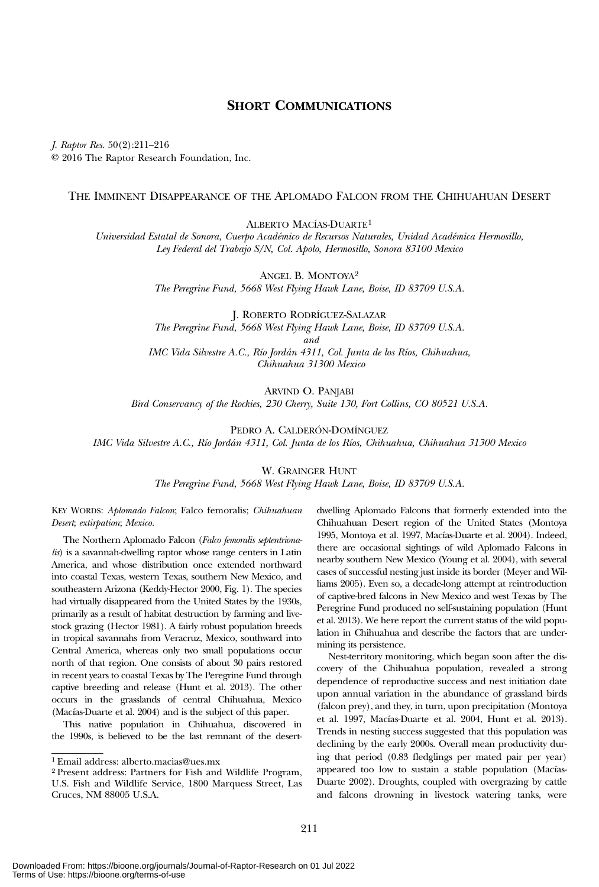# SHORT COMMUNICATIONS

*J. Raptor Res.* 50(2):211–216
© 2016 The Raptor Research Foundation, Inc.

## THE IMMINENT DISAPPEARANCE OF THE APLOMADO FALCON FROM THE CHIHUAHUAN DESERT

ALBERTO MACÍAS-DUARTE[1]
*Universidad Estatal de Sonora, Cuerpo Académico de Recursos Naturales, Unidad Académica Hermosillo, Ley Federal del Trabajo S/N, Col. Apolo, Hermosillo, Sonora 83100 Mexico*

ANGEL B. MONTOYA[2]
*The Peregrine Fund, 5668 West Flying Hawk Lane, Boise, ID 83709 U.S.A.*

J. ROBERTO RODRÍGUEZ-SALAZAR
*The Peregrine Fund, 5668 West Flying Hawk Lane, Boise, ID 83709 U.S.A.*
*and*
*IMC Vida Silvestre A.C., Río Jordán 4311, Col. Junta de los Ríos, Chihuahua, Chihuahua 31300 Mexico*

ARVIND O. PANJABI
*Bird Conservancy of the Rockies, 230 Cherry, Suite 130, Fort Collins, CO 80521 U.S.A.*

PEDRO A. CALDERÓN-DOMÍNGUEZ
*IMC Vida Silvestre A.C., Río Jordán 4311, Col. Junta de los Ríos, Chihuahua, Chihuahua 31300 Mexico*

W. GRAINGER HUNT
*The Peregrine Fund, 5668 West Flying Hawk Lane, Boise, ID 83709 U.S.A.*

KEY WORDS: *Aplomado Falcon*; Falco femoralis; *Chihuahuan Desert*; *extirpation*; *Mexico*.

The Northern Aplomado Falcon (*Falco femoralis septentrionalis*) is a savannah-dwelling raptor whose range centers in Latin America, and whose distribution once extended northward into coastal Texas, western Texas, southern New Mexico, and southeastern Arizona (Keddy-Hector 2000, Fig. 1). The species had virtually disappeared from the United States by the 1930s, primarily as a result of habitat destruction by farming and livestock grazing (Hector 1981). A fairly robust population breeds in tropical savannahs from Veracruz, Mexico, southward into Central America, whereas only two small populations occur north of that region. One consists of about 30 pairs restored in recent years to coastal Texas by The Peregrine Fund through captive breeding and release (Hunt et al. 2013). The other occurs in the grasslands of central Chihuahua, Mexico (Macías-Duarte et al. 2004) and is the subject of this paper.

This native population in Chihuahua, discovered in the 1990s, is believed to be the last remnant of the desert-dwelling Aplomado Falcons that formerly extended into the Chihuahuan Desert region of the United States (Montoya 1995, Montoya et al. 1997, Macías-Duarte et al. 2004). Indeed, there are occasional sightings of wild Aplomado Falcons in nearby southern New Mexico (Young et al. 2004), with several cases of successful nesting just inside its border (Meyer and Williams 2005). Even so, a decade-long attempt at reintroduction of captive-bred falcons in New Mexico and west Texas by The Peregrine Fund produced no self-sustaining population (Hunt et al. 2013). We here report the current status of the wild population in Chihuahua and describe the factors that are undermining its persistence.

Nest-territory monitoring, which began soon after the discovery of the Chihuahua population, revealed a strong dependence of reproductive success and nest initiation date upon annual variation in the abundance of grassland birds (falcon prey), and they, in turn, upon precipitation (Montoya et al. 1997, Macías-Duarte et al. 2004, Hunt et al. 2013). Trends in nesting success suggested that this population was declining by the early 2000s. Overall mean productivity during that period (0.83 fledglings per mated pair per year) appeared too low to sustain a stable population (Macías-Duarte 2002). Droughts, coupled with overgrazing by cattle and falcons drowning in livestock watering tanks, were

---

[1] Email address: alberto.macias@ues.mx

[2] Present address: Partners for Fish and Wildlife Program, U.S. Fish and Wildlife Service, 1800 Marquess Street, Las Cruces, NM 88005 U.S.A.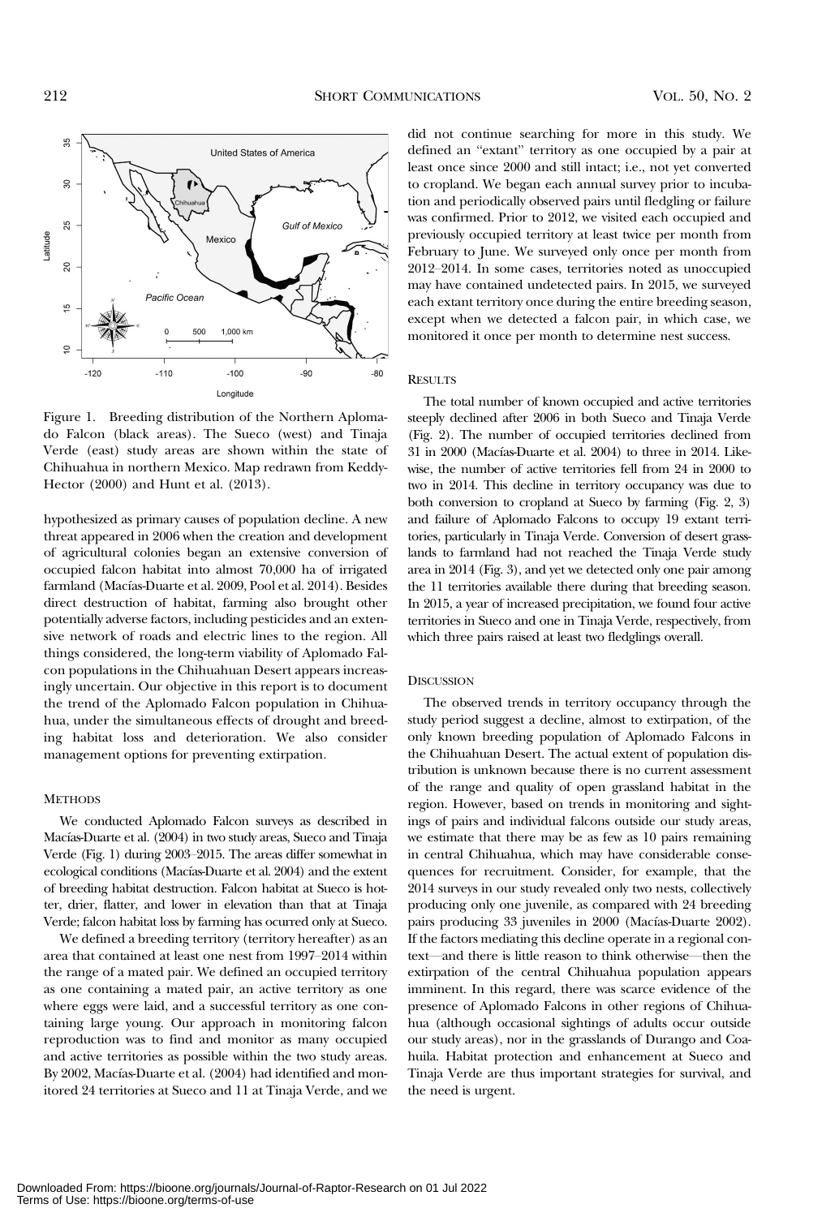Latitude

35

30

25

20

15

10

-120 -110 -100 -90 -80

Longitude

United States of America

Chihuahua

Mexico

Gulf of Mexico

Pacific Ocean

0 500 1,000 km

Figure 1. Breeding distribution of the Northern Aplomado Falcon (black areas). The Sueco (west) and Tinaja Verde (east) study areas are shown within the state of Chihuahua in northern Mexico. Map redrawn from Keddy-Hector (2000) and Hunt et al. (2013).

hypothesized as primary causes of population decline. A new threat appeared in 2006 when the creation and development of agricultural colonies began an extensive conversion of occupied falcon habitat into almost 70,000 ha of irrigated farmland (Macías-Duarte et al. 2009, Pool et al. 2014). Besides direct destruction of habitat, farming also brought other potentially adverse factors, including pesticides and an extensive network of roads and electric lines to the region. All things considered, the long-term viability of Aplomado Falcon populations in the Chihuahuan Desert appears increasingly uncertain. Our objective in this report is to document the trend of the Aplomado Falcon population in Chihuahua, under the simultaneous effects of drought and breeding habitat loss and deterioration. We also consider management options for preventing extirpation.

## Methods

We conducted Aplomado Falcon surveys as described in Macías-Duarte et al. (2004) in two study areas, Sueco and Tinaja Verde (Fig. 1) during 2003–2015. The areas differ somewhat in ecological conditions (Macías-Duarte et al. 2004) and the extent of breeding habitat destruction. Falcon habitat at Sueco is hotter, drier, flatter, and lower in elevation than that at Tinaja Verde; falcon habitat loss by farming has ocurred only at Sueco.

We defined a breeding territory (territory hereafter) as an area that contained at least one nest from 1997–2014 within the range of a mated pair. We defined an occupied territory as one containing a mated pair, an active territory as one where eggs were laid, and a successful territory as one containing large young. Our approach in monitoring falcon reproduction was to find and monitor as many occupied and active territories as possible within the two study areas. By 2002, Macías-Duarte et al. (2004) had identified and monitored 24 territories at Sueco and 11 at Tinaja Verde, and we did not continue searching for more in this study. We defined an "extant" territory as one occupied by a pair at least once since 2000 and still intact; i.e., not yet converted to cropland. We began each annual survey prior to incubation and periodically observed pairs until fledgling or failure was confirmed. Prior to 2012, we visited each occupied and previously occupied territory at least twice per month from February to June. We surveyed only once per month from 2012–2014. In some cases, territories noted as unoccupied may have contained undetected pairs. In 2015, we surveyed each extant territory once during the entire breeding season, except when we detected a falcon pair, in which case, we monitored it once per month to determine nest success.

## Results

The total number of known occupied and active territories steeply declined after 2006 in both Sueco and Tinaja Verde (Fig. 2). The number of occupied territories declined from 31 in 2000 (Macías-Duarte et al. 2004) to three in 2014. Likewise, the number of active territories fell from 24 in 2000 to two in 2014. This decline in territory occupancy was due to both conversion to cropland at Sueco by farming (Fig. 2, 3) and failure of Aplomado Falcons to occupy 19 extant territories, particularly in Tinaja Verde. Conversion of desert grasslands to farmland had not reached the Tinaja Verde study area in 2014 (Fig. 3), and yet we detected only one pair among the 11 territories available there during that breeding season. In 2015, a year of increased precipitation, we found four active territories in Sueco and one in Tinaja Verde, respectively, from which three pairs raised at least two fledglings overall.

## Discussion

The observed trends in territory occupancy through the study period suggest a decline, almost to extirpation, of the only known breeding population of Aplomado Falcons in the Chihuahuan Desert. The actual extent of population distribution is unknown because there is no current assessment of the range and quality of open grassland habitat in the region. However, based on trends in monitoring and sightings of pairs and individual falcons outside our study areas, we estimate that there may be as few as 10 pairs remaining in central Chihuahua, which may have considerable consequences for recruitment. Consider, for example, that the 2014 surveys in our study revealed only two nests, collectively producing only one juvenile, as compared with 24 breeding pairs producing 33 juveniles in 2000 (Macías-Duarte 2002). If the factors mediating this decline operate in a regional context—and there is little reason to think otherwise—then the extirpation of the central Chihuahua population appears imminent. In this regard, there was scarce evidence of the presence of Aplomado Falcons in other regions of Chihuahua (although occasional sightings of adults occur outside our study areas), nor in the grasslands of Durango and Coahuila. Habitat protection and enhancement at Sueco and Tinaja Verde are thus important strategies for survival, and the need is urgent.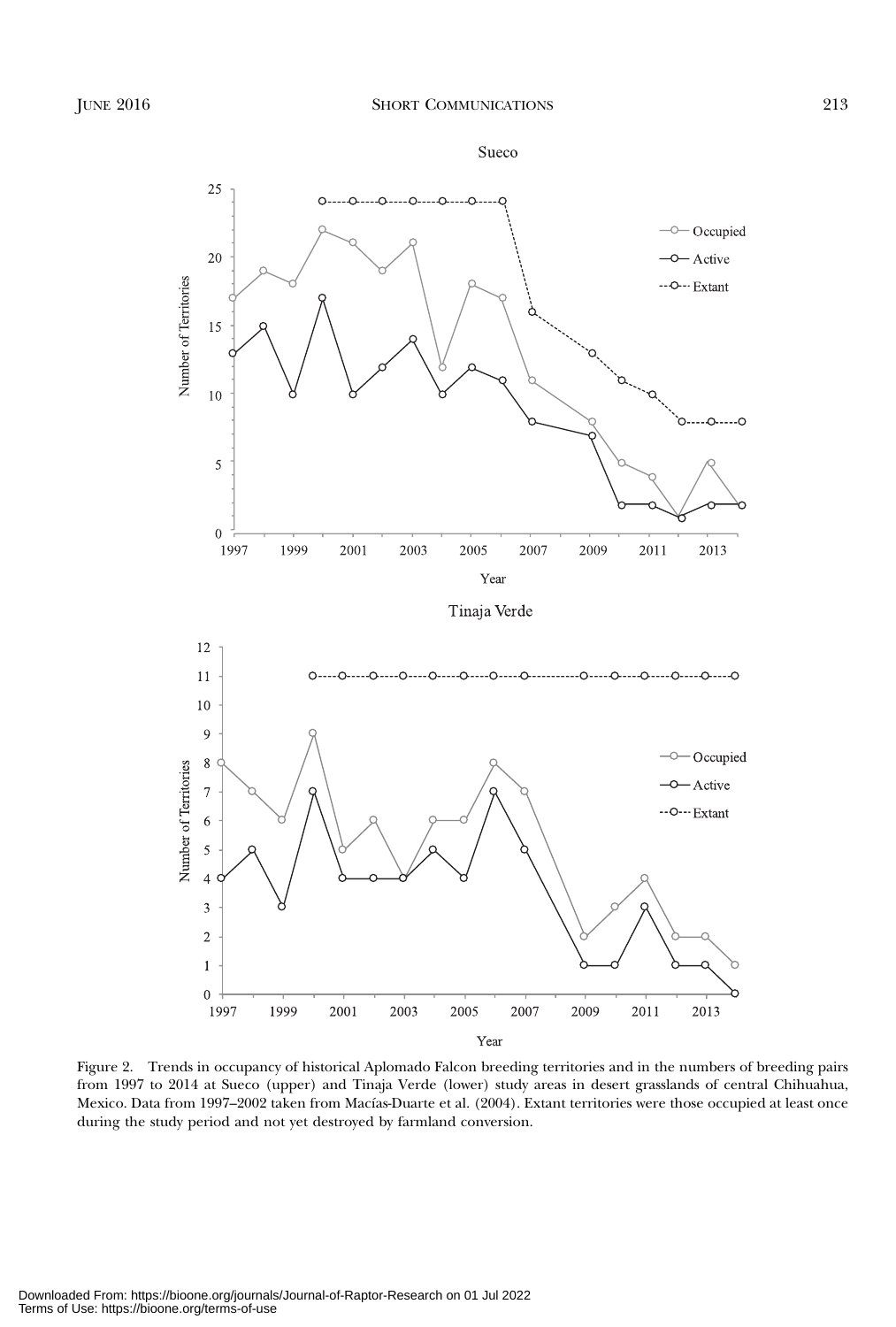Sueco

Number of Territories

25
20
15
10
5
0

1997 1999 2001 2003 2005 2007 2009 2011 2013

Year

Occupied
Active
Extant

Tinaja Verde

Number of Territories

12
11
10
9
8
7
6
5
4
3
2
1
0

1997 1999 2001 2003 2005 2007 2009 2011 2013

Year

Occupied
Active
Extant

Figure 2. Trends in occupancy of historical Aplomado Falcon breeding territories and in the numbers of breeding pairs from 1997 to 2014 at Sueco (upper) and Tinaja Verde (lower) study areas in desert grasslands of central Chihuahua, Mexico. Data from 1997–2002 taken from Macías-Duarte et al. (2004). Extant territories were those occupied at least once during the study period and not yet destroyed by farmland conversion.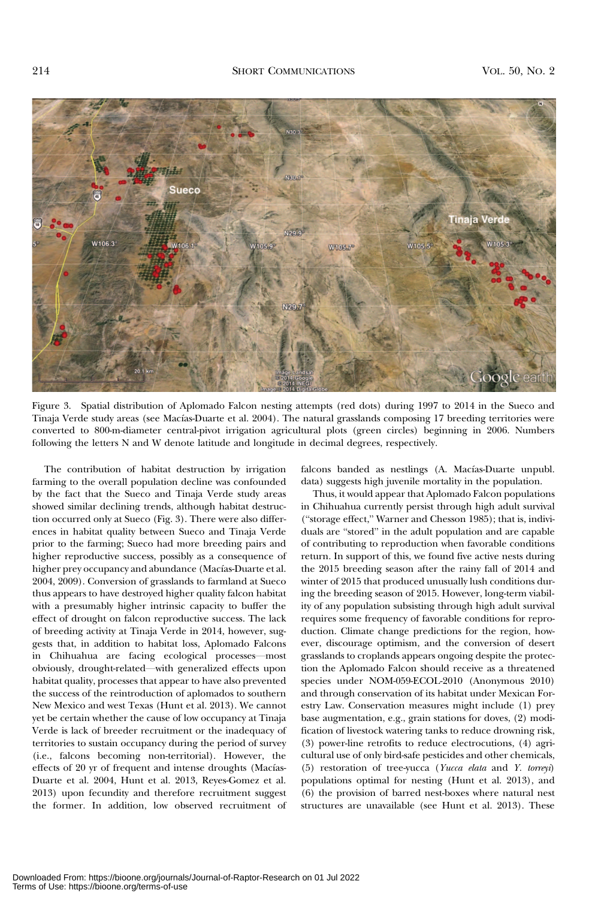Sueco

Tinaja Verde

N30.3°

N30.1°

N29.9°

N29.7°

W106.3°

W106.1°

W105.9°

W105.7°

W105.5°

W105.3°

20.1 km

Image Landsat
© 2014 Google
© 2014 INEGI
Image © 2014 DigitalGlobe

Google earth

Figure 3. Spatial distribution of Aplomado Falcon nesting attempts (red dots) during 1997 to 2014 in the Sueco and Tinaja Verde study areas (see Macías-Duarte et al. 2004). The natural grasslands composing 17 breeding territories were converted to 800-m-diameter central-pivot irrigation agricultural plots (green circles) beginning in 2006. Numbers following the letters N and W denote latitude and longitude in decimal degrees, respectively.

The contribution of habitat destruction by irrigation farming to the overall population decline was confounded by the fact that the Sueco and Tinaja Verde study areas showed similar declining trends, although habitat destruction occurred only at Sueco (Fig. 3). There were also differences in habitat quality between Sueco and Tinaja Verde prior to the farming; Sueco had more breeding pairs and higher reproductive success, possibly as a consequence of higher prey occupancy and abundance (Macías-Duarte et al. 2004, 2009). Conversion of grasslands to farmland at Sueco thus appears to have destroyed higher quality falcon habitat with a presumably higher intrinsic capacity to buffer the effect of drought on falcon reproductive success. The lack of breeding activity at Tinaja Verde in 2014, however, suggests that, in addition to habitat loss, Aplomado Falcons in Chihuahua are facing ecological processes—most obviously, drought-related—with generalized effects upon habitat quality, processes that appear to have also prevented the success of the reintroduction of aplomados to southern New Mexico and west Texas (Hunt et al. 2013). We cannot yet be certain whether the cause of low occupancy at Tinaja Verde is lack of breeder recruitment or the inadequacy of territories to sustain occupancy during the period of survey (i.e., falcons becoming non-territorial). However, the effects of 20 yr of frequent and intense droughts (Macías-Duarte et al. 2004, Hunt et al. 2013, Reyes-Gomez et al. 2013) upon fecundity and therefore recruitment suggest the former. In addition, low observed recruitment of falcons banded as nestlings (A. Macías-Duarte unpubl. data) suggests high juvenile mortality in the population.

Thus, it would appear that Aplomado Falcon populations in Chihuahua currently persist through high adult survival ("storage effect," Warner and Chesson 1985); that is, individuals are "stored" in the adult population and are capable of contributing to reproduction when favorable conditions return. In support of this, we found five active nests during the 2015 breeding season after the rainy fall of 2014 and winter of 2015 that produced unusually lush conditions during the breeding season of 2015. However, long-term viability of any population subsisting through high adult survival requires some frequency of favorable conditions for reproduction. Climate change predictions for the region, however, discourage optimism, and the conversion of desert grasslands to croplands appears ongoing despite the protection the Aplomado Falcon should receive as a threatened species under NOM-059-ECOL-2010 (Anonymous 2010) and through conservation of its habitat under Mexican Forestry Law. Conservation measures might include (1) prey base augmentation, e.g., grain stations for doves, (2) modification of livestock watering tanks to reduce drowning risk, (3) power-line retrofits to reduce electrocutions, (4) agricultural use of only bird-safe pesticides and other chemicals, (5) restoration of tree-yucca (*Yucca elata* and *Y. torreyi*) populations optimal for nesting (Hunt et al. 2013), and (6) the provision of barred nest-boxes where natural nest structures are unavailable (see Hunt et al. 2013). These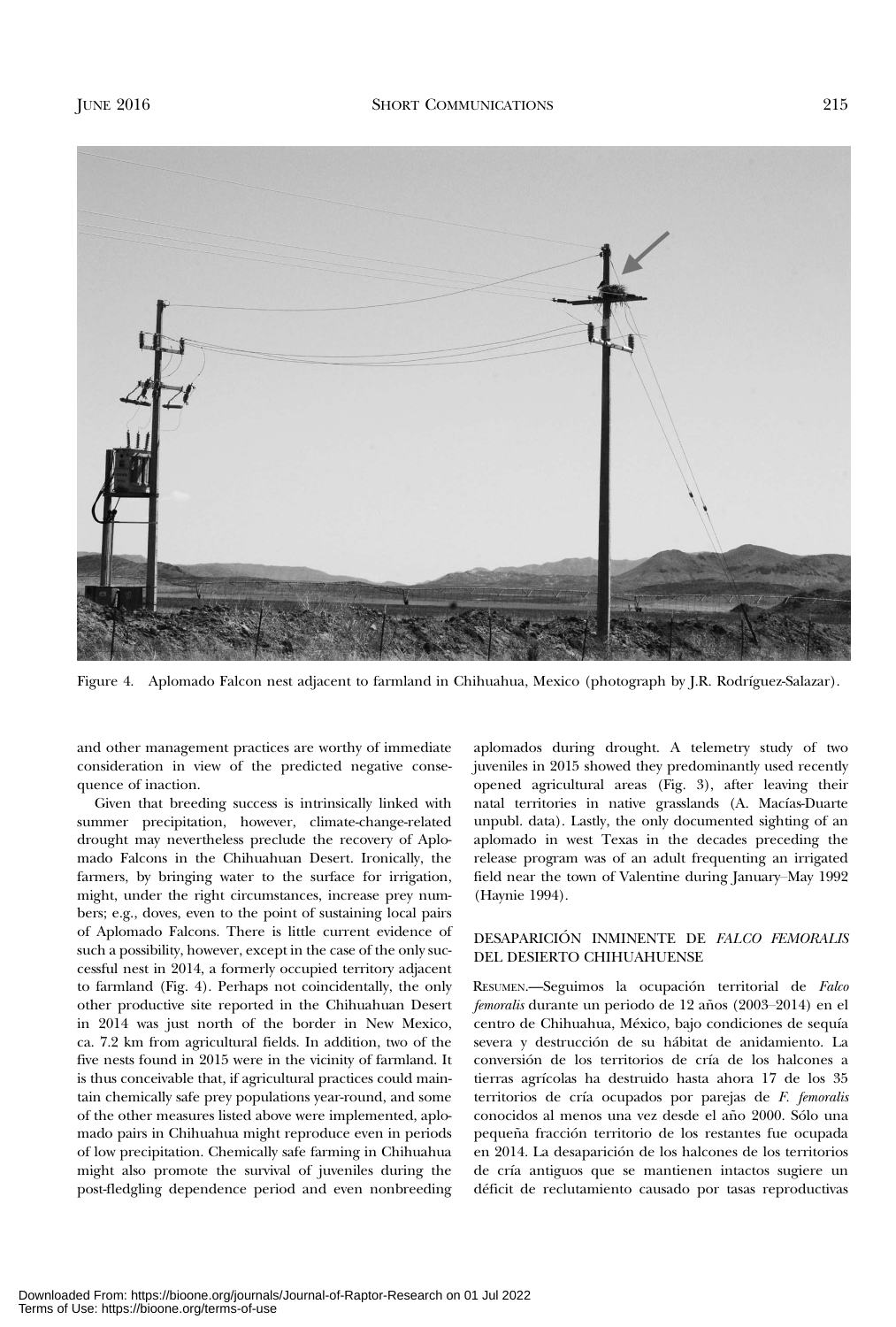Figure 4. Aplomado Falcon nest adjacent to farmland in Chihuahua, Mexico (photograph by J.R. Rodríguez-Salazar).

and other management practices are worthy of immediate consideration in view of the predicted negative consequence of inaction.

Given that breeding success is intrinsically linked with summer precipitation, however, climate-change-related drought may nevertheless preclude the recovery of Aplomado Falcons in the Chihuahuan Desert. Ironically, the farmers, by bringing water to the surface for irrigation, might, under the right circumstances, increase prey numbers; e.g., doves, even to the point of sustaining local pairs of Aplomado Falcons. There is little current evidence of such a possibility, however, except in the case of the only successful nest in 2014, a formerly occupied territory adjacent to farmland (Fig. 4). Perhaps not coincidentally, the only other productive site reported in the Chihuahuan Desert in 2014 was just north of the border in New Mexico, ca. 7.2 km from agricultural fields. In addition, two of the five nests found in 2015 were in the vicinity of farmland. It is thus conceivable that, if agricultural practices could maintain chemically safe prey populations year-round, and some of the other measures listed above were implemented, aplomado pairs in Chihuahua might reproduce even in periods of low precipitation. Chemically safe farming in Chihuahua might also promote the survival of juveniles during the post-fledgling dependence period and even nonbreeding aplomados during drought. A telemetry study of two juveniles in 2015 showed they predominantly used recently opened agricultural areas (Fig. 3), after leaving their natal territories in native grasslands (A. Macías-Duarte unpubl. data). Lastly, the only documented sighting of an aplomado in west Texas in the decades preceding the release program was of an adult frequenting an irrigated field near the town of Valentine during January–May 1992 (Haynie 1994).

## DESAPARICIÓN INMINENTE DE *FALCO FEMORALIS* DEL DESIERTO CHIHUAHUENSE

RESUMEN.—Seguimos la ocupación territorial de *Falco femoralis* durante un periodo de 12 años (2003–2014) en el centro de Chihuahua, México, bajo condiciones de sequía severa y destrucción de su hábitat de anidamiento. La conversión de los territorios de cría de los halcones a tierras agrícolas ha destruido hasta ahora 17 de los 35 territorios de cría ocupados por parejas de *F. femoralis* conocidos al menos una vez desde el año 2000. Sólo una pequeña fracción territorio de los restantes fue ocupada en 2014. La desaparición de los halcones de los territorios de cría antiguos que se mantienen intactos sugiere un déficit de reclutamiento causado por tasas reproductivas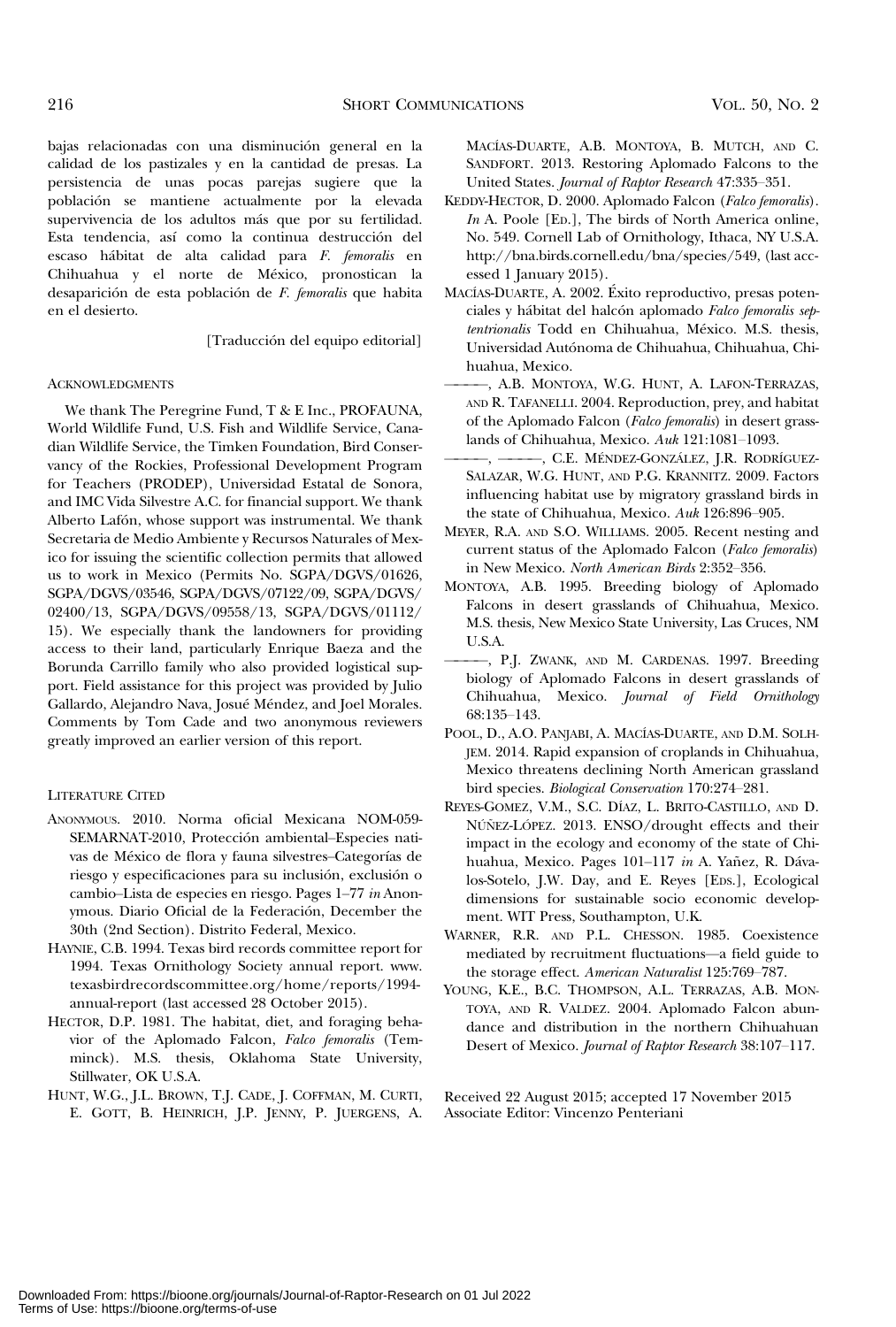bajas relacionadas con una disminución general en la calidad de los pastizales y en la cantidad de presas. La persistencia de unas pocas parejas sugiere que la población se mantiene actualmente por la elevada supervivencia de los adultos más que por su fertilidad. Esta tendencia, así como la continua destrucción del escaso hábitat de alta calidad para *F. femoralis* en Chihuahua y el norte de México, pronostican la desaparición de esta población de *F. femoralis* que habita en el desierto.

[Traducción del equipo editorial]

## Acknowledgments

We thank The Peregrine Fund, T & E Inc., PROFAUNA, World Wildlife Fund, U.S. Fish and Wildlife Service, Canadian Wildlife Service, the Timken Foundation, Bird Conservancy of the Rockies, Professional Development Program for Teachers (PRODEP), Universidad Estatal de Sonora, and IMC Vida Silvestre A.C. for financial support. We thank Alberto Lafón, whose support was instrumental. We thank Secretaria de Medio Ambiente y Recursos Naturales of Mexico for issuing the scientific collection permits that allowed us to work in Mexico (Permits No. SGPA/DGVS/01626, SGPA/DGVS/03546, SGPA/DGVS/07122/09, SGPA/DGVS/02400/13, SGPA/DGVS/09558/13, SGPA/DGVS/01112/15). We especially thank the landowners for providing access to their land, particularly Enrique Baeza and the Borunda Carrillo family who also provided logistical support. Field assistance for this project was provided by Julio Gallardo, Alejandro Nava, Josué Méndez, and Joel Morales. Comments by Tom Cade and two anonymous reviewers greatly improved an earlier version of this report.

## Literature Cited

Anonymous. 2010. Norma oficial Mexicana NOM-059-SEMARNAT-2010, Protección ambiental–Especies nativas de México de flora y fauna silvestres–Categorías de riesgo y especificaciones para su inclusión, exclusión o cambio–Lista de especies en riesgo. Pages 1–77 *in* Anonymous. Diario Oficial de la Federación, December the 30th (2nd Section). Distrito Federal, Mexico.

Haynie, C.B. 1994. Texas bird records committee report for 1994. Texas Ornithology Society annual report. www.texasbirdrecordscommittee.org/home/reports/1994-annual-report (last accessed 28 October 2015).

Hector, D.P. 1981. The habitat, diet, and foraging behavior of the Aplomado Falcon, *Falco femoralis* (Temminck). M.S. thesis, Oklahoma State University, Stillwater, OK U.S.A.

Hunt, W.G., J.L. Brown, T.J. Cade, J. Coffman, M. Curti, E. Gott, B. Heinrich, J.P. Jenny, P. Juergens, A. Macías-Duarte, A.B. Montoya, B. Mutch, and C. Sandfort. 2013. Restoring Aplomado Falcons to the United States. *Journal of Raptor Research* 47:335–351.

Keddy-Hector, D. 2000. Aplomado Falcon (*Falco femoralis*). *In* A. Poole [Ed.], The birds of North America online, No. 549. Cornell Lab of Ornithology, Ithaca, NY U.S.A. http://bna.birds.cornell.edu/bna/species/549, (last accessed 1 January 2015).

Macías-Duarte, A. 2002. Éxito reproductivo, presas potenciales y hábitat del halcón aplomado *Falco femoralis septentrionalis* Todd en Chihuahua, México. M.S. thesis, Universidad Autónoma de Chihuahua, Chihuahua, Chihuahua, Mexico.

———, A.B. Montoya, W.G. Hunt, A. Lafon-Terrazas, and R. Tafanelli. 2004. Reproduction, prey, and habitat of the Aplomado Falcon (*Falco femoralis*) in desert grasslands of Chihuahua, Mexico. *Auk* 121:1081–1093.

———, ———, C.E. Méndez-González, J.R. Rodríguez-Salazar, W.G. Hunt, and P.G. Krannitz. 2009. Factors influencing habitat use by migratory grassland birds in the state of Chihuahua, Mexico. *Auk* 126:896–905.

Meyer, R.A. and S.O. Williams. 2005. Recent nesting and current status of the Aplomado Falcon (*Falco femoralis*) in New Mexico. *North American Birds* 2:352–356.

Montoya, A.B. 1995. Breeding biology of Aplomado Falcons in desert grasslands of Chihuahua, Mexico. M.S. thesis, New Mexico State University, Las Cruces, NM U.S.A.

———, P.J. Zwank, and M. Cardenas. 1997. Breeding biology of Aplomado Falcons in desert grasslands of Chihuahua, Mexico. *Journal of Field Ornithology* 68:135–143.

Pool, D., A.O. Panjabi, A. Macías-Duarte, and D.M. Solhjem. 2014. Rapid expansion of croplands in Chihuahua, Mexico threatens declining North American grassland bird species. *Biological Conservation* 170:274–281.

Reyes-Gomez, V.M., S.C. Díaz, L. Brito-Castillo, and D. Núñez-López. 2013. ENSO/drought effects and their impact in the ecology and economy of the state of Chihuahua, Mexico. Pages 101–117 *in* A. Yañez, R. Dávalos-Sotelo, J.W. Day, and E. Reyes [Eds.], Ecological dimensions for sustainable socio economic development. WIT Press, Southampton, U.K.

Warner, R.R. and P.L. Chesson. 1985. Coexistence mediated by recruitment fluctuations—a field guide to the storage effect. *American Naturalist* 125:769–787.

Young, K.E., B.C. Thompson, A.L. Terrazas, A.B. Montoya, and R. Valdez. 2004. Aplomado Falcon abundance and distribution in the northern Chihuahuan Desert of Mexico. *Journal of Raptor Research* 38:107–117.

Received 22 August 2015; accepted 17 November 2015
Associate Editor: Vincenzo Penteriani